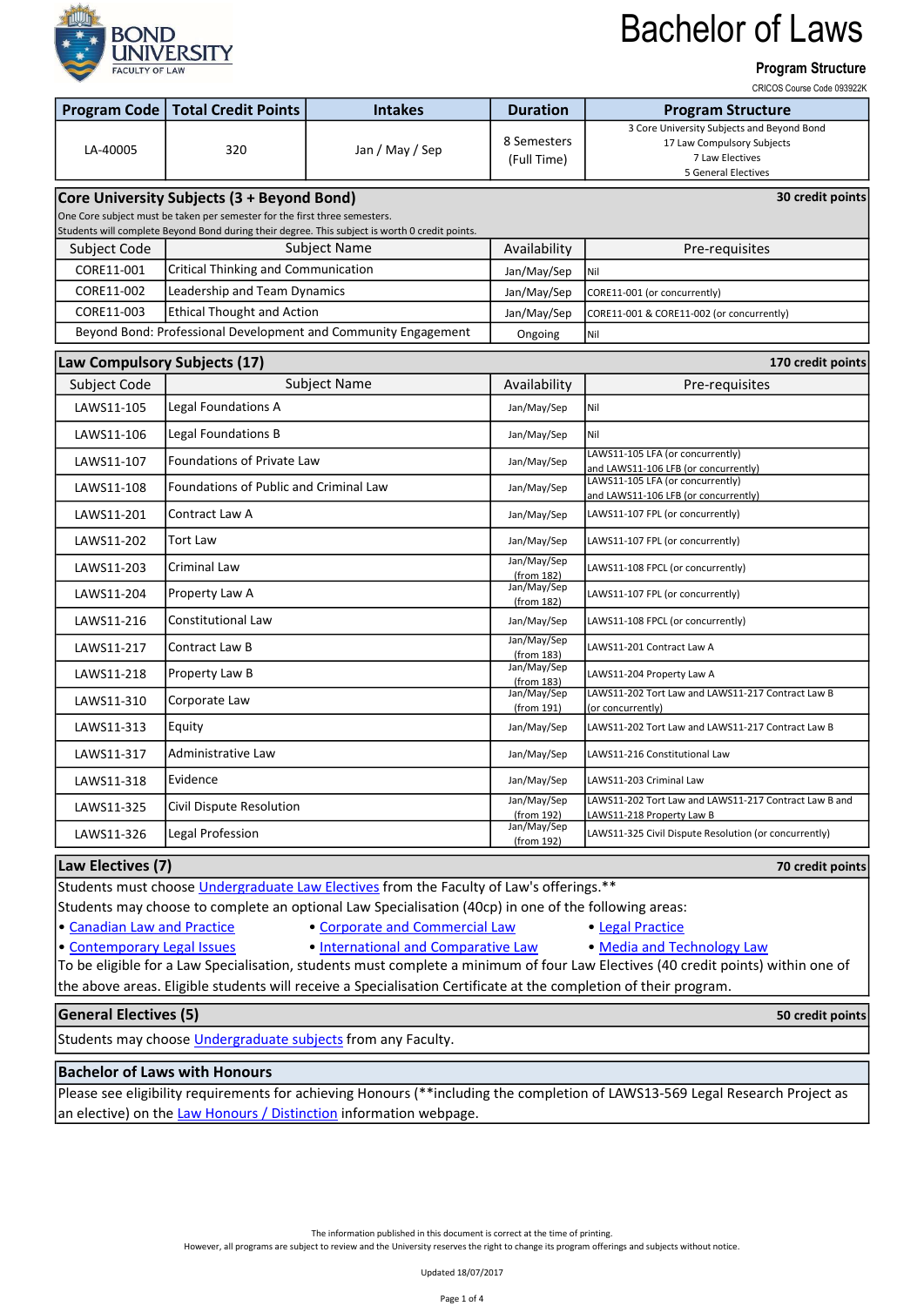BOND UNIVERSITY
FACULTY OF LAW

# Bachelor of Laws

**Program Structure**

CRICOS Course Code 093922K

| Program Code | Total Credit Points | Intakes | Duration | Program Structure |
|---|---|---|---|---|
| LA-40005 | 320 | Jan / May / Sep | 8 Semesters (Full Time) | 3 Core University Subjects and Beyond Bond<br>17 Law Compulsory Subjects<br>7 Law Electives<br>5 General Electives |

## Core University Subjects (3 + Beyond Bond) — 30 credit points

One Core subject must be taken per semester for the first three semesters.
Students will complete Beyond Bond during their degree. This subject is worth 0 credit points.

| Subject Code | Subject Name | Availability | Pre-requisites |
|---|---|---|---|
| CORE11-001 | Critical Thinking and Communication | Jan/May/Sep | Nil |
| CORE11-002 | Leadership and Team Dynamics | Jan/May/Sep | CORE11-001 (or concurrently) |
| CORE11-003 | Ethical Thought and Action | Jan/May/Sep | CORE11-001 & CORE11-002 (or concurrently) |
| Beyond Bond: Professional Development and Community Engagement | | Ongoing | Nil |

## Law Compulsory Subjects (17) — 170 credit points

| Subject Code | Subject Name | Availability | Pre-requisites |
|---|---|---|---|
| LAWS11-105 | Legal Foundations A | Jan/May/Sep | Nil |
| LAWS11-106 | Legal Foundations B | Jan/May/Sep | Nil |
| LAWS11-107 | Foundations of Private Law | Jan/May/Sep | LAWS11-105 LFA (or concurrently) and LAWS11-106 LFB (or concurrently) |
| LAWS11-108 | Foundations of Public and Criminal Law | Jan/May/Sep | LAWS11-105 LFA (or concurrently) and LAWS11-106 LFB (or concurrently) |
| LAWS11-201 | Contract Law A | Jan/May/Sep | LAWS11-107 FPL (or concurrently) |
| LAWS11-202 | Tort Law | Jan/May/Sep | LAWS11-107 FPL (or concurrently) |
| LAWS11-203 | Criminal Law | Jan/May/Sep (from 182) | LAWS11-108 FPCL (or concurrently) |
| LAWS11-204 | Property Law A | Jan/May/Sep (from 182) | LAWS11-107 FPL (or concurrently) |
| LAWS11-216 | Constitutional Law | Jan/May/Sep | LAWS11-108 FPCL (or concurrently) |
| LAWS11-217 | Contract Law B | Jan/May/Sep (from 183) | LAWS11-201 Contract Law A |
| LAWS11-218 | Property Law B | Jan/May/Sep (from 183) | LAWS11-204 Property Law A |
| LAWS11-310 | Corporate Law | Jan/May/Sep (from 191) | LAWS11-202 Tort Law and LAWS11-217 Contract Law B (or concurrently) |
| LAWS11-313 | Equity | Jan/May/Sep | LAWS11-202 Tort Law and LAWS11-217 Contract Law B |
| LAWS11-317 | Administrative Law | Jan/May/Sep | LAWS11-216 Constitutional Law |
| LAWS11-318 | Evidence | Jan/May/Sep | LAWS11-203 Criminal Law |
| LAWS11-325 | Civil Dispute Resolution | Jan/May/Sep (from 192) | LAWS11-202 Tort Law and LAWS11-217 Contract Law B and LAWS11-218 Property Law B |
| LAWS11-326 | Legal Profession | Jan/May/Sep (from 192) | LAWS11-325 Civil Dispute Resolution (or concurrently) |

## Law Electives (7) — 70 credit points

Students must choose Undergraduate Law Electives from the Faculty of Law's offerings.**
Students may choose to complete an optional Law Specialisation (40cp) in one of the following areas:

- Canadian Law and Practice
- Corporate and Commercial Law
- Legal Practice
- Contemporary Legal Issues
- International and Comparative Law
- Media and Technology Law

To be eligible for a Law Specialisation, students must complete a minimum of four Law Electives (40 credit points) within one of the above areas. Eligible students will receive a Specialisation Certificate at the completion of their program.

## General Electives (5) — 50 credit points

Students may choose Undergraduate subjects from any Faculty.

## Bachelor of Laws with Honours

Please see eligibility requirements for achieving Honours (**including the completion of LAWS13-569 Legal Research Project as an elective) on the Law Honours / Distinction information webpage.

The information published in this document is correct at the time of printing.
However, all programs are subject to review and the University reserves the right to change its program offerings and subjects without notice.

Updated 18/07/2017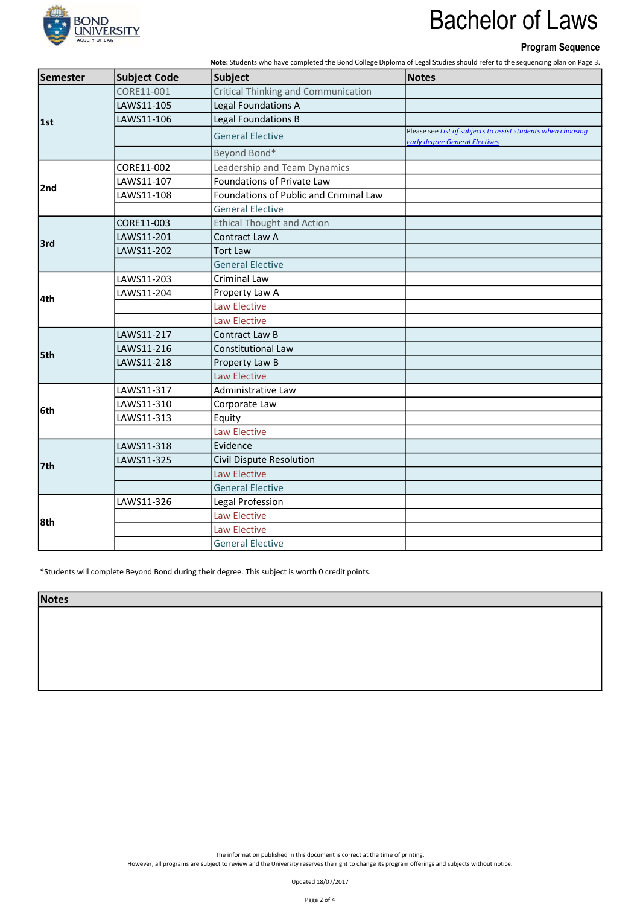# Bachelor of Laws

**Program Sequence**

**Note:** Students who have completed the Bond College Diploma of Legal Studies should refer to the sequencing plan on Page 3.

| Semester | Subject Code | Subject | Notes |
|---|---|---|---|
| 1st | CORE11-001 | Critical Thinking and Communication | |
| | LAWS11-105 | Legal Foundations A | |
| | LAWS11-106 | Legal Foundations B | |
| | | General Elective | Please see *List of subjects to assist students when choosing early degree General Electives* |
| | | Beyond Bond* | |
| 2nd | CORE11-002 | Leadership and Team Dynamics | |
| | LAWS11-107 | Foundations of Private Law | |
| | LAWS11-108 | Foundations of Public and Criminal Law | |
| | | General Elective | |
| 3rd | CORE11-003 | Ethical Thought and Action | |
| | LAWS11-201 | Contract Law A | |
| | LAWS11-202 | Tort Law | |
| | | General Elective | |
| 4th | LAWS11-203 | Criminal Law | |
| | LAWS11-204 | Property Law A | |
| | | Law Elective | |
| | | Law Elective | |
| 5th | LAWS11-217 | Contract Law B | |
| | LAWS11-216 | Constitutional Law | |
| | LAWS11-218 | Property Law B | |
| | | Law Elective | |
| 6th | LAWS11-317 | Administrative Law | |
| | LAWS11-310 | Corporate Law | |
| | LAWS11-313 | Equity | |
| | | Law Elective | |
| 7th | LAWS11-318 | Evidence | |
| | LAWS11-325 | Civil Dispute Resolution | |
| | | Law Elective | |
| | | General Elective | |
| 8th | LAWS11-326 | Legal Profession | |
| | | Law Elective | |
| | | Law Elective | |
| | | General Elective | |

*Students will complete Beyond Bond during their degree. This subject is worth 0 credit points.

| Notes |
|---|
| |

The information published in this document is correct at the time of printing.
However, all programs are subject to review and the University reserves the right to change its program offerings and subjects without notice.

Updated 18/07/2017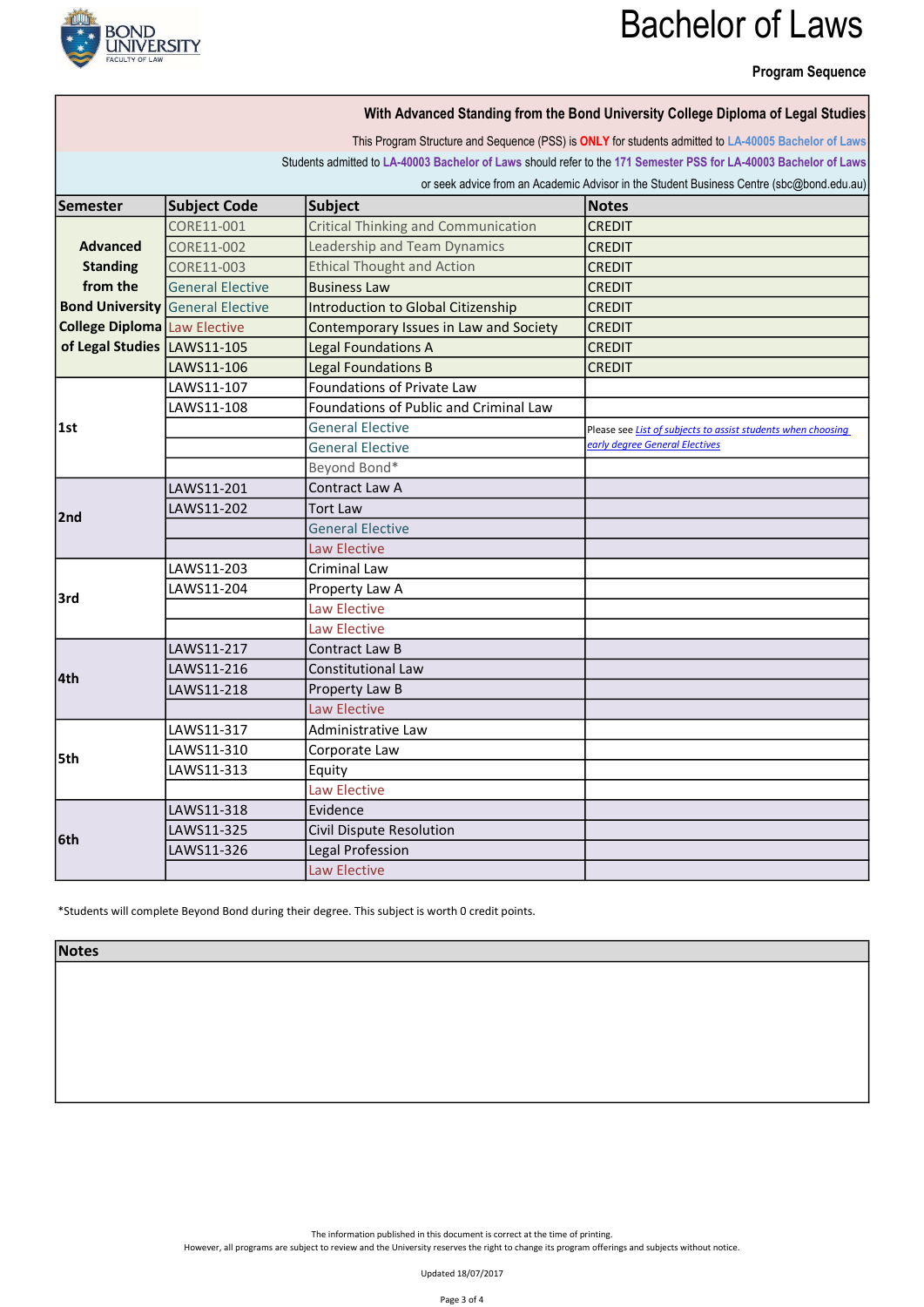# Bachelor of Laws

**Program Sequence**

**With Advanced Standing from the Bond University College Diploma of Legal Studies**

This Program Structure and Sequence (PSS) is **ONLY** for students admitted to LA-40005 Bachelor of Laws

Students admitted to **LA-40003 Bachelor of Laws** should refer to the **171 Semester PSS for LA-40003 Bachelor of Laws**

or seek advice from an Academic Advisor in the Student Business Centre (sbc@bond.edu.au)

| Semester | Subject Code | Subject | Notes |
|---|---|---|---|
| Advanced Standing from the Bond University College Diploma of Legal Studies | CORE11-001 | Critical Thinking and Communication | CREDIT |
| | CORE11-002 | Leadership and Team Dynamics | CREDIT |
| | CORE11-003 | Ethical Thought and Action | CREDIT |
| | General Elective | Business Law | CREDIT |
| | General Elective | Introduction to Global Citizenship | CREDIT |
| | Law Elective | Contemporary Issues in Law and Society | CREDIT |
| | LAWS11-105 | Legal Foundations A | CREDIT |
| | LAWS11-106 | Legal Foundations B | CREDIT |
| 1st | LAWS11-107 | Foundations of Private Law | |
| | LAWS11-108 | Foundations of Public and Criminal Law | |
| | | General Elective | Please see *List of subjects to assist students when choosing early degree General Electives* |
| | | General Elective | |
| | | Beyond Bond* | |
| 2nd | LAWS11-201 | Contract Law A | |
| | LAWS11-202 | Tort Law | |
| | | General Elective | |
| | | Law Elective | |
| 3rd | LAWS11-203 | Criminal Law | |
| | LAWS11-204 | Property Law A | |
| | | Law Elective | |
| | | Law Elective | |
| 4th | LAWS11-217 | Contract Law B | |
| | LAWS11-216 | Constitutional Law | |
| | LAWS11-218 | Property Law B | |
| | | Law Elective | |
| 5th | LAWS11-317 | Administrative Law | |
| | LAWS11-310 | Corporate Law | |
| | LAWS11-313 | Equity | |
| | | Law Elective | |
| 6th | LAWS11-318 | Evidence | |
| | LAWS11-325 | Civil Dispute Resolution | |
| | LAWS11-326 | Legal Profession | |
| | | Law Elective | |

*Students will complete Beyond Bond during their degree. This subject is worth 0 credit points.

| Notes |
|---|
| |

The information published in this document is correct at the time of printing.
However, all programs are subject to review and the University reserves the right to change its program offerings and subjects without notice.

Updated 18/07/2017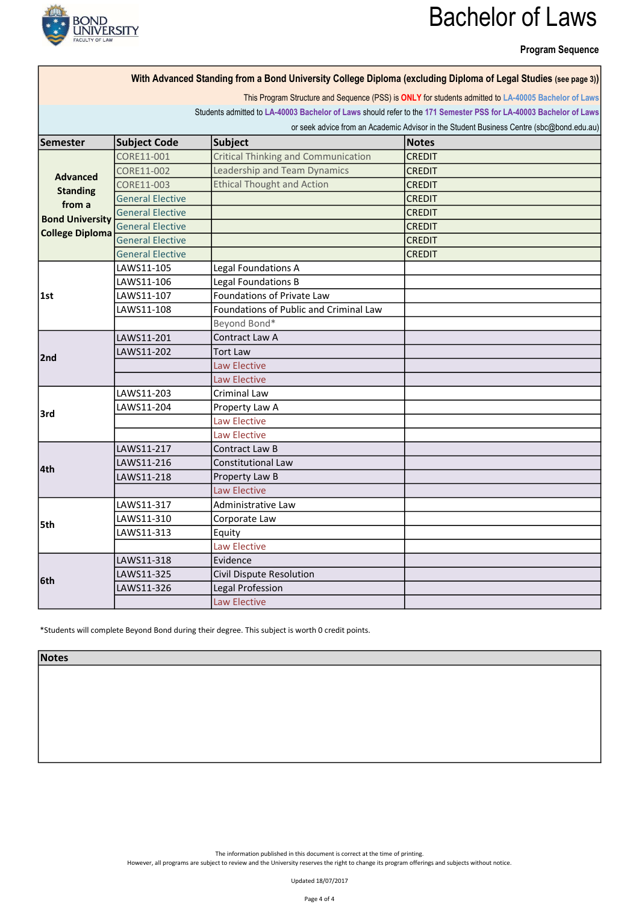# Bachelor of Laws

**Program Sequence**

**With Advanced Standing from a Bond University College Diploma (excluding Diploma of Legal Studies (see page 3))**

This Program Structure and Sequence (PSS) is **ONLY** for students admitted to LA-40005 Bachelor of Laws

Students admitted to LA-40003 Bachelor of Laws should refer to the 171 Semester PSS for LA-40003 Bachelor of Laws

or seek advice from an Academic Advisor in the Student Business Centre (sbc@bond.edu.au)

| Semester | Subject Code | Subject | Notes |
|---|---|---|---|
| Advanced Standing from a Bond University College Diploma | CORE11-001 | Critical Thinking and Communication | CREDIT |
| | CORE11-002 | Leadership and Team Dynamics | CREDIT |
| | CORE11-003 | Ethical Thought and Action | CREDIT |
| | General Elective | | CREDIT |
| | General Elective | | CREDIT |
| | General Elective | | CREDIT |
| | General Elective | | CREDIT |
| | General Elective | | CREDIT |
| 1st | LAWS11-105 | Legal Foundations A | |
| | LAWS11-106 | Legal Foundations B | |
| | LAWS11-107 | Foundations of Private Law | |
| | LAWS11-108 | Foundations of Public and Criminal Law | |
| | | Beyond Bond* | |
| 2nd | LAWS11-201 | Contract Law A | |
| | LAWS11-202 | Tort Law | |
| | | Law Elective | |
| | | Law Elective | |
| 3rd | LAWS11-203 | Criminal Law | |
| | LAWS11-204 | Property Law A | |
| | | Law Elective | |
| | | Law Elective | |
| 4th | LAWS11-217 | Contract Law B | |
| | LAWS11-216 | Constitutional Law | |
| | LAWS11-218 | Property Law B | |
| | | Law Elective | |
| 5th | LAWS11-317 | Administrative Law | |
| | LAWS11-310 | Corporate Law | |
| | LAWS11-313 | Equity | |
| | | Law Elective | |
| 6th | LAWS11-318 | Evidence | |
| | LAWS11-325 | Civil Dispute Resolution | |
| | LAWS11-326 | Legal Profession | |
| | | Law Elective | |

*Students will complete Beyond Bond during their degree. This subject is worth 0 credit points.

| Notes |
|---|
| |

The information published in this document is correct at the time of printing.
However, all programs are subject to review and the University reserves the right to change its program offerings and subjects without notice.

Updated 18/07/2017